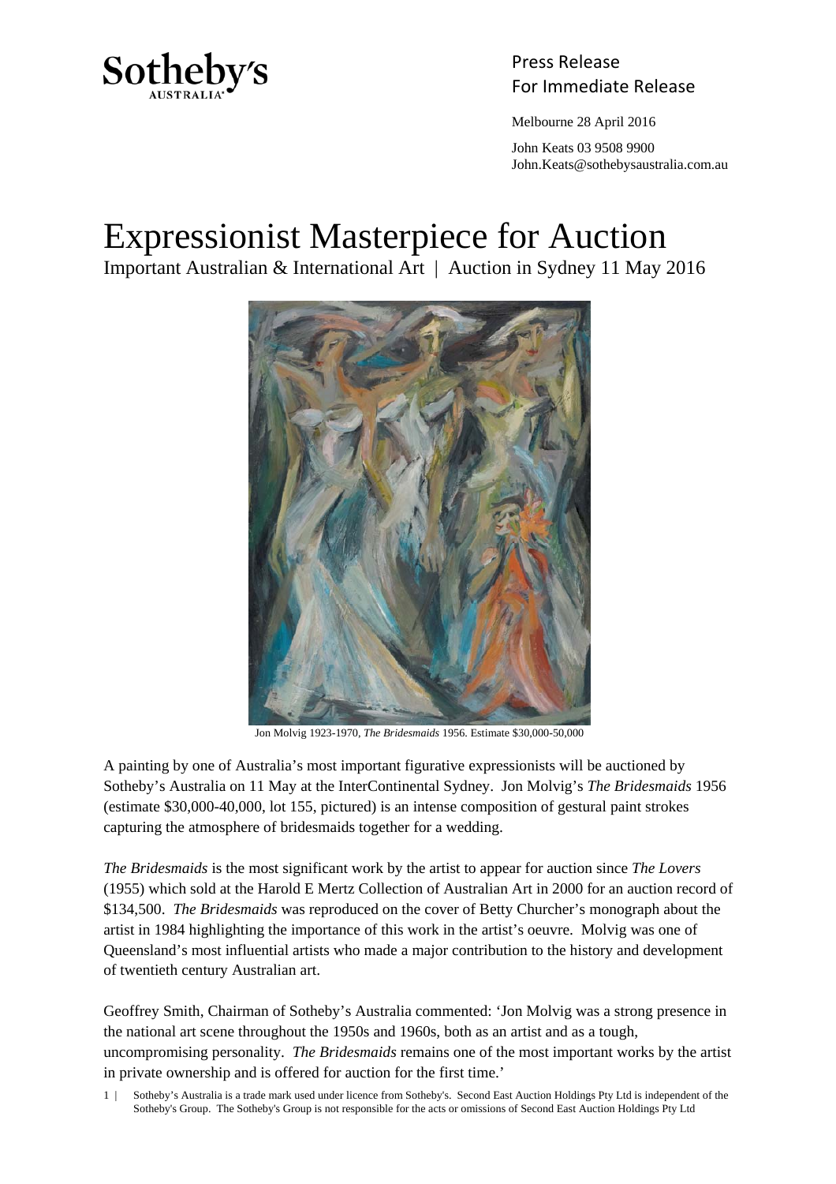Sotheby's AUSTRALIA

Press Release
For Immediate Release

Melbourne 28 April 2016

John Keats 03 9508 9900
John.Keats@sothebysaustralia.com.au

# Expressionist Masterpiece for Auction

Important Australian & International Art | Auction in Sydney 11 May 2016

Jon Molvig 1923-1970, *The Bridesmaids* 1956. Estimate $30,000-50,000

A painting by one of Australia's most important figurative expressionists will be auctioned by Sotheby's Australia on 11 May at the InterContinental Sydney. Jon Molvig's *The Bridesmaids* 1956 (estimate $30,000-40,000, lot 155, pictured) is an intense composition of gestural paint strokes capturing the atmosphere of bridesmaids together for a wedding.

*The Bridesmaids* is the most significant work by the artist to appear for auction since *The Lovers* (1955) which sold at the Harold E Mertz Collection of Australian Art in 2000 for an auction record of $134,500. *The Bridesmaids* was reproduced on the cover of Betty Churcher's monograph about the artist in 1984 highlighting the importance of this work in the artist's oeuvre. Molvig was one of Queensland's most influential artists who made a major contribution to the history and development of twentieth century Australian art.

Geoffrey Smith, Chairman of Sotheby's Australia commented: 'Jon Molvig was a strong presence in the national art scene throughout the 1950s and 1960s, both as an artist and as a tough, uncompromising personality. *The Bridesmaids* remains one of the most important works by the artist in private ownership and is offered for auction for the first time.'

Sotheby's Australia is a trade mark used under licence from Sotheby's. Second East Auction Holdings Pty Ltd is independent of the Sotheby's Group. The Sotheby's Group is not responsible for the acts or omissions of Second East Auction Holdings Pty Ltd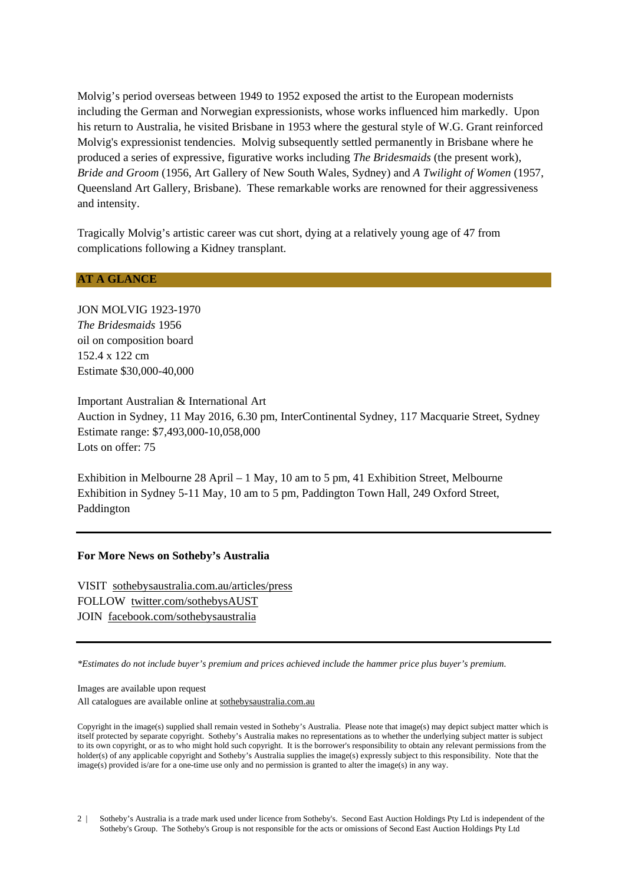Molvig's period overseas between 1949 to 1952 exposed the artist to the European modernists including the German and Norwegian expressionists, whose works influenced him markedly. Upon his return to Australia, he visited Brisbane in 1953 where the gestural style of W.G. Grant reinforced Molvig's expressionist tendencies. Molvig subsequently settled permanently in Brisbane where he produced a series of expressive, figurative works including *The Bridesmaids* (the present work), *Bride and Groom* (1956, Art Gallery of New South Wales, Sydney) and *A Twilight of Women* (1957, Queensland Art Gallery, Brisbane). These remarkable works are renowned for their aggressiveness and intensity.

Tragically Molvig's artistic career was cut short, dying at a relatively young age of 47 from complications following a Kidney transplant.

## AT A GLANCE

JON MOLVIG 1923-1970
*The Bridesmaids* 1956
oil on composition board
152.4 x 122 cm
Estimate $30,000-40,000

Important Australian & International Art
Auction in Sydney, 11 May 2016, 6.30 pm, InterContinental Sydney, 117 Macquarie Street, Sydney
Estimate range: $7,493,000-10,058,000
Lots on offer: 75

Exhibition in Melbourne 28 April – 1 May, 10 am to 5 pm, 41 Exhibition Street, Melbourne
Exhibition in Sydney 5-11 May, 10 am to 5 pm, Paddington Town Hall, 249 Oxford Street, Paddington

---

**For More News on Sotheby's Australia**

VISIT sothebysaustralia.com.au/articles/press
FOLLOW twitter.com/sothebysAUST
JOIN facebook.com/sothebysaustralia

---

*\*Estimates do not include buyer's premium and prices achieved include the hammer price plus buyer's premium.*

Images are available upon request
All catalogues are available online at sothebysaustralia.com.au

Copyright in the image(s) supplied shall remain vested in Sotheby's Australia. Please note that image(s) may depict subject matter which is itself protected by separate copyright. Sotheby's Australia makes no representations as to whether the underlying subject matter is subject to its own copyright, or as to who might hold such copyright. It is the borrower's responsibility to obtain any relevant permissions from the holder(s) of any applicable copyright and Sotheby's Australia supplies the image(s) expressly subject to this responsibility. Note that the image(s) provided is/are for a one-time use only and no permission is granted to alter the image(s) in any way.

Sotheby's Australia is a trade mark used under licence from Sotheby's. Second East Auction Holdings Pty Ltd is independent of the Sotheby's Group. The Sotheby's Group is not responsible for the acts or omissions of Second East Auction Holdings Pty Ltd